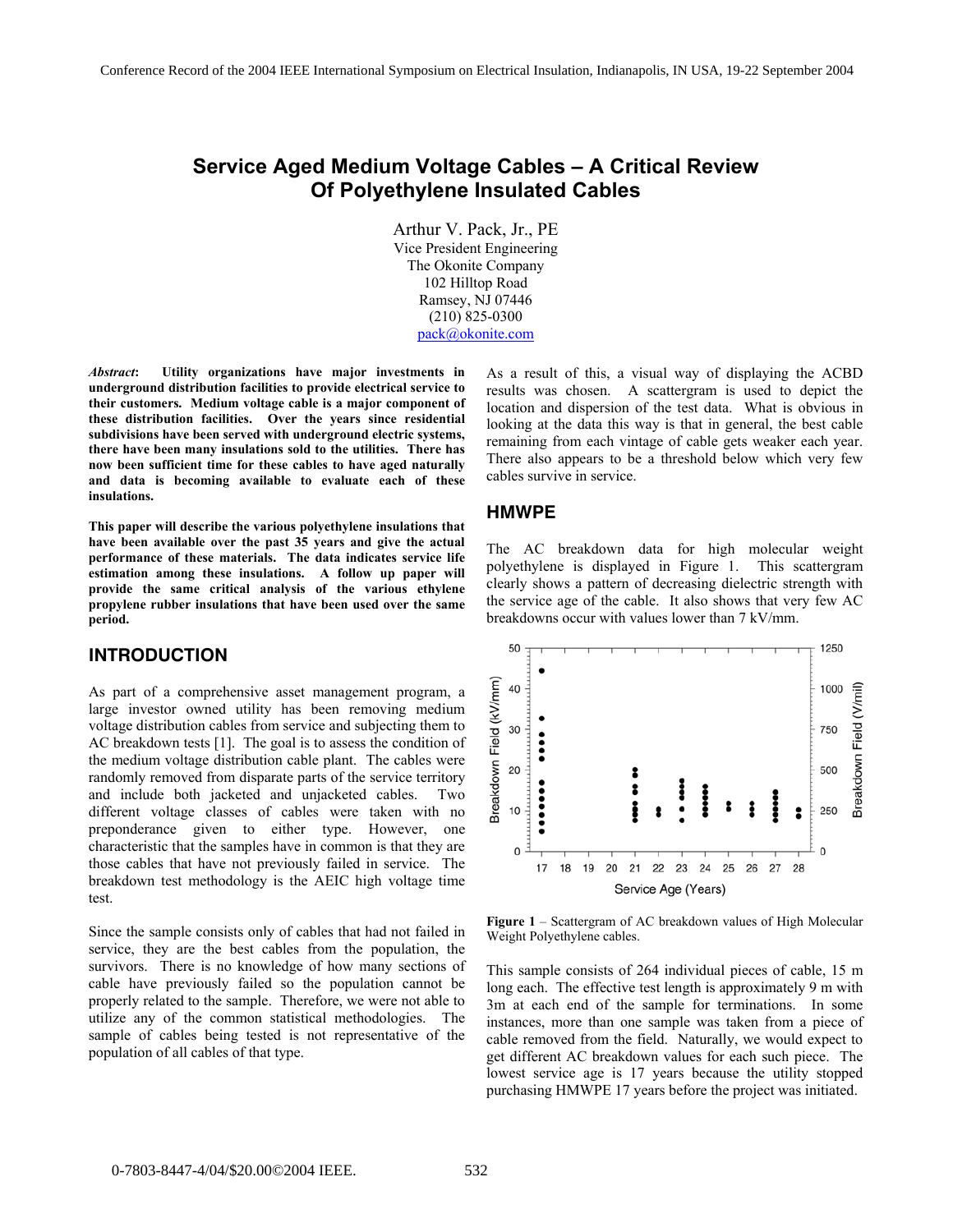# Service Aged Medium Voltage Cables – A Critical Review Of Polyethylene Insulated Cables

Arthur V. Pack, Jr., PE
Vice President Engineering
The Okonite Company
102 Hilltop Road
Ramsey, NJ 07446
(210) 825-0300
pack@okonite.com

***Abstract*: Utility organizations have major investments in underground distribution facilities to provide electrical service to their customers. Medium voltage cable is a major component of these distribution facilities. Over the years since residential subdivisions have been served with underground electric systems, there have been many insulations sold to the utilities. There has now been sufficient time for these cables to have aged naturally and data is becoming available to evaluate each of these insulations.**

**This paper will describe the various polyethylene insulations that have been available over the past 35 years and give the actual performance of these materials. The data indicates service life estimation among these insulations. A follow up paper will provide the same critical analysis of the various ethylene propylene rubber insulations that have been used over the same period.**

## INTRODUCTION

As part of a comprehensive asset management program, a large investor owned utility has been removing medium voltage distribution cables from service and subjecting them to AC breakdown tests [1]. The goal is to assess the condition of the medium voltage distribution cable plant. The cables were randomly removed from disparate parts of the service territory and include both jacketed and unjacketed cables. Two different voltage classes of cables were taken with no preponderance given to either type. However, one characteristic that the samples have in common is that they are those cables that have not previously failed in service. The breakdown test methodology is the AEIC high voltage time test.

Since the sample consists only of cables that had not failed in service, they are the best cables from the population, the survivors. There is no knowledge of how many sections of cable have previously failed so the population cannot be properly related to the sample. Therefore, we were not able to utilize any of the common statistical methodologies. The sample of cables being tested is not representative of the population of all cables of that type.

As a result of this, a visual way of displaying the ACBD results was chosen. A scattergram is used to depict the location and dispersion of the test data. What is obvious in looking at the data this way is that in general, the best cable remaining from each vintage of cable gets weaker each year. There also appears to be a threshold below which very few cables survive in service.

## HMWPE

The AC breakdown data for high molecular weight polyethylene is displayed in Figure 1. This scattergram clearly shows a pattern of decreasing dielectric strength with the service age of the cable. It also shows that very few AC breakdowns occur with values lower than 7 kV/mm.

**Figure 1** – Scattergram of AC breakdown values of High Molecular Weight Polyethylene cables.

This sample consists of 264 individual pieces of cable, 15 m long each. The effective test length is approximately 9 m with 3m at each end of the sample for terminations. In some instances, more than one sample was taken from a piece of cable removed from the field. Naturally, we would expect to get different AC breakdown values for each such piece. The lowest service age is 17 years because the utility stopped purchasing HMWPE 17 years before the project was initiated.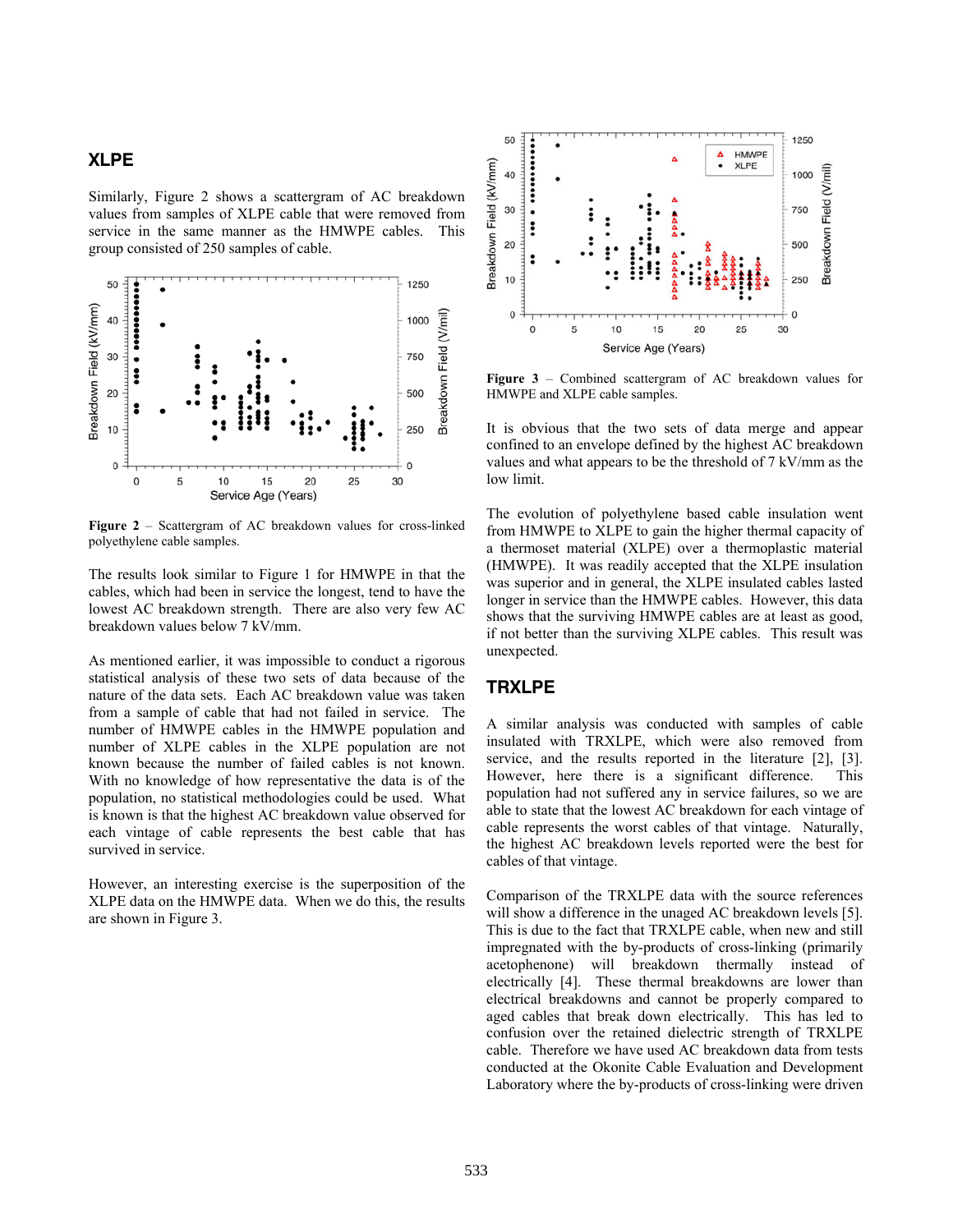## XLPE

Similarly, Figure 2 shows a scattergram of AC breakdown values from samples of XLPE cable that were removed from service in the same manner as the HMWPE cables. This group consisted of 250 samples of cable.

**Figure 2** – Scattergram of AC breakdown values for cross-linked polyethylene cable samples.

The results look similar to Figure 1 for HMWPE in that the cables, which had been in service the longest, tend to have the lowest AC breakdown strength. There are also very few AC breakdown values below 7 kV/mm.

As mentioned earlier, it was impossible to conduct a rigorous statistical analysis of these two sets of data because of the nature of the data sets. Each AC breakdown value was taken from a sample of cable that had not failed in service. The number of HMWPE cables in the HMWPE population and number of XLPE cables in the XLPE population are not known because the number of failed cables is not known. With no knowledge of how representative the data is of the population, no statistical methodologies could be used. What is known is that the highest AC breakdown value observed for each vintage of cable represents the best cable that has survived in service.

However, an interesting exercise is the superposition of the XLPE data on the HMWPE data. When we do this, the results are shown in Figure 3.

**Figure 3** – Combined scattergram of AC breakdown values for HMWPE and XLPE cable samples.

It is obvious that the two sets of data merge and appear confined to an envelope defined by the highest AC breakdown values and what appears to be the threshold of 7 kV/mm as the low limit.

The evolution of polyethylene based cable insulation went from HMWPE to XLPE to gain the higher thermal capacity of a thermoset material (XLPE) over a thermoplastic material (HMWPE). It was readily accepted that the XLPE insulation was superior and in general, the XLPE insulated cables lasted longer in service than the HMWPE cables. However, this data shows that the surviving HMWPE cables are at least as good, if not better than the surviving XLPE cables. This result was unexpected.

## TRXLPE

A similar analysis was conducted with samples of cable insulated with TRXLPE, which were also removed from service, and the results reported in the literature [2], [3]. However, here there is a significant difference. This population had not suffered any in service failures, so we are able to state that the lowest AC breakdown for each vintage of cable represents the worst cables of that vintage. Naturally, the highest AC breakdown levels reported were the best for cables of that vintage.

Comparison of the TRXLPE data with the source references will show a difference in the unaged AC breakdown levels [5]. This is due to the fact that TRXLPE cable, when new and still impregnated with the by-products of cross-linking (primarily acetophenone) will breakdown thermally instead of electrically [4]. These thermal breakdowns are lower than electrical breakdowns and cannot be properly compared to aged cables that break down electrically. This has led to confusion over the retained dielectric strength of TRXLPE cable. Therefore we have used AC breakdown data from tests conducted at the Okonite Cable Evaluation and Development Laboratory where the by-products of cross-linking were driven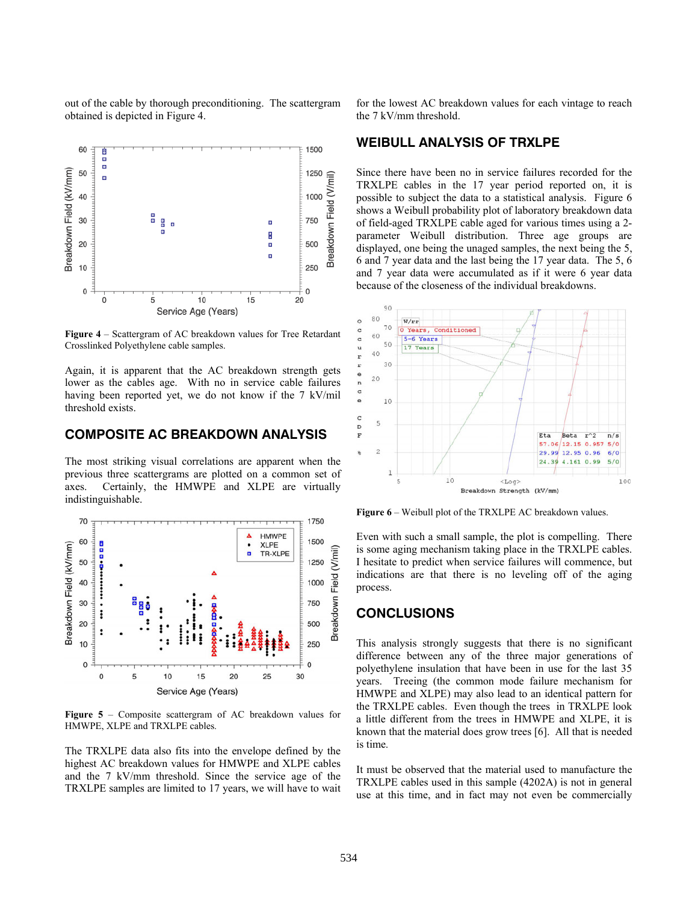out of the cable by thorough preconditioning. The scattergram obtained is depicted in Figure 4.

**Figure 4** – Scattergram of AC breakdown values for Tree Retardant Crosslinked Polyethylene cable samples.

Again, it is apparent that the AC breakdown strength gets lower as the cables age. With no in service cable failures having been reported yet, we do not know if the 7 kV/mil threshold exists.

## COMPOSITE AC BREAKDOWN ANALYSIS

The most striking visual correlations are apparent when the previous three scattergrams are plotted on a common set of axes. Certainly, the HMWPE and XLPE are virtually indistinguishable.

**Figure 5** – Composite scattergram of AC breakdown values for HMWPE, XLPE and TRXLPE cables.

The TRXLPE data also fits into the envelope defined by the highest AC breakdown values for HMWPE and XLPE cables and the 7 kV/mm threshold. Since the service age of the TRXLPE samples are limited to 17 years, we will have to wait for the lowest AC breakdown values for each vintage to reach the 7 kV/mm threshold.

## WEIBULL ANALYSIS OF TRXLPE

Since there have been no in service failures recorded for the TRXLPE cables in the 17 year period reported on, it is possible to subject the data to a statistical analysis. Figure 6 shows a Weibull probability plot of laboratory breakdown data of field-aged TRXLPE cable aged for various times using a 2-parameter Weibull distribution. Three age groups are displayed, one being the unaged samples, the next being the 5, 6 and 7 year data and the last being the 17 year data. The 5, 6 and 7 year data were accumulated as if it were 6 year data because of the closeness of the individual breakdowns.

**Figure 6** – Weibull plot of the TRXLPE AC breakdown values.

Even with such a small sample, the plot is compelling. There is some aging mechanism taking place in the TRXLPE cables. I hesitate to predict when service failures will commence, but indications are that there is no leveling off of the aging process.

## CONCLUSIONS

This analysis strongly suggests that there is no significant difference between any of the three major generations of polyethylene insulation that have been in use for the last 35 years. Treeing (the common mode failure mechanism for HMWPE and XLPE) may also lead to an identical pattern for the TRXLPE cables. Even though the trees in TRXLPE look a little different from the trees in HMWPE and XLPE, it is known that the material does grow trees [6]. All that is needed is time.

It must be observed that the material used to manufacture the TRXLPE cables used in this sample (4202A) is not in general use at this time, and in fact may not even be commercially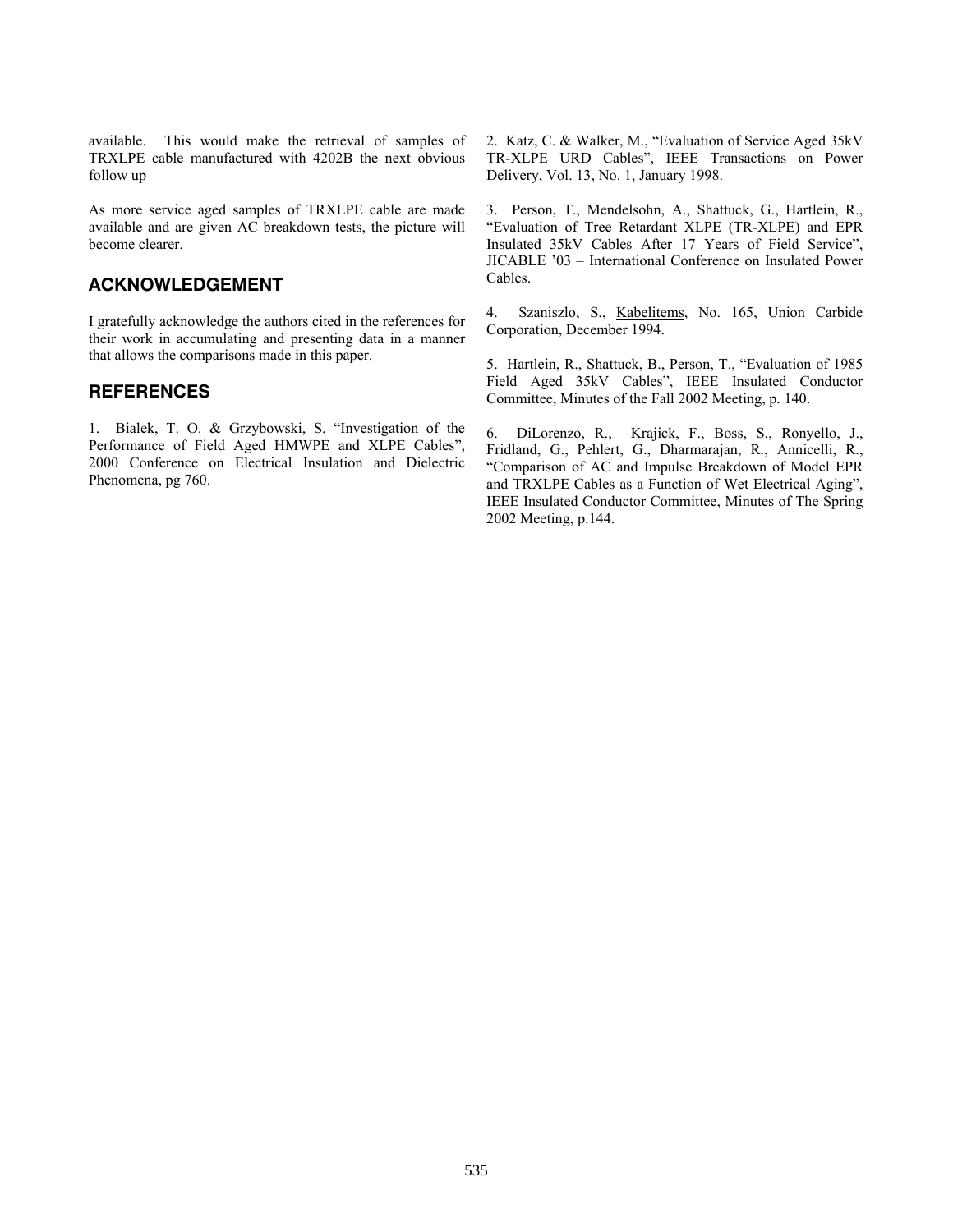available. This would make the retrieval of samples of TRXLPE cable manufactured with 4202B the next obvious follow up

As more service aged samples of TRXLPE cable are made available and are given AC breakdown tests, the picture will become clearer.

## ACKNOWLEDGEMENT

I gratefully acknowledge the authors cited in the references for their work in accumulating and presenting data in a manner that allows the comparisons made in this paper.

## REFERENCES

1. Bialek, T. O. & Grzybowski, S. "Investigation of the Performance of Field Aged HMWPE and XLPE Cables", 2000 Conference on Electrical Insulation and Dielectric Phenomena, pg 760.

2. Katz, C. & Walker, M., "Evaluation of Service Aged 35kV TR-XLPE URD Cables", IEEE Transactions on Power Delivery, Vol. 13, No. 1, January 1998.

3. Person, T., Mendelsohn, A., Shattuck, G., Hartlein, R., "Evaluation of Tree Retardant XLPE (TR-XLPE) and EPR Insulated 35kV Cables After 17 Years of Field Service", JICABLE '03 – International Conference on Insulated Power Cables.

4. Szaniszlo, S., Kabelitems, No. 165, Union Carbide Corporation, December 1994.

5. Hartlein, R., Shattuck, B., Person, T., "Evaluation of 1985 Field Aged 35kV Cables", IEEE Insulated Conductor Committee, Minutes of the Fall 2002 Meeting, p. 140.

6. DiLorenzo, R., Krajick, F., Boss, S., Ronyello, J., Fridland, G., Pehlert, G., Dharmarajan, R., Annicelli, R., "Comparison of AC and Impulse Breakdown of Model EPR and TRXLPE Cables as a Function of Wet Electrical Aging", IEEE Insulated Conductor Committee, Minutes of The Spring 2002 Meeting, p.144.